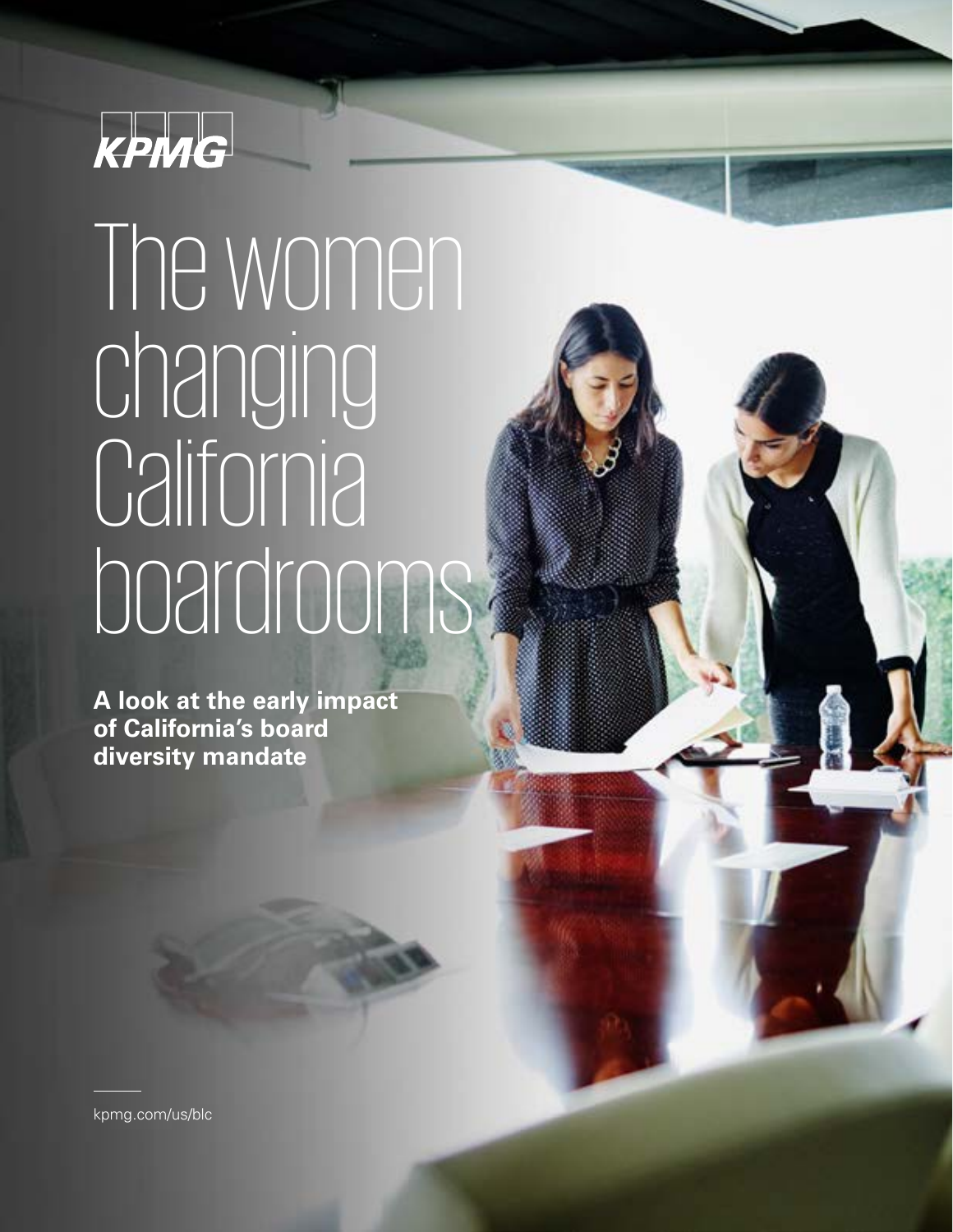KPMG

# The women changing California boardrooms

**A look at the early impact of California's board diversity mandate**

kpmg.com/us/blc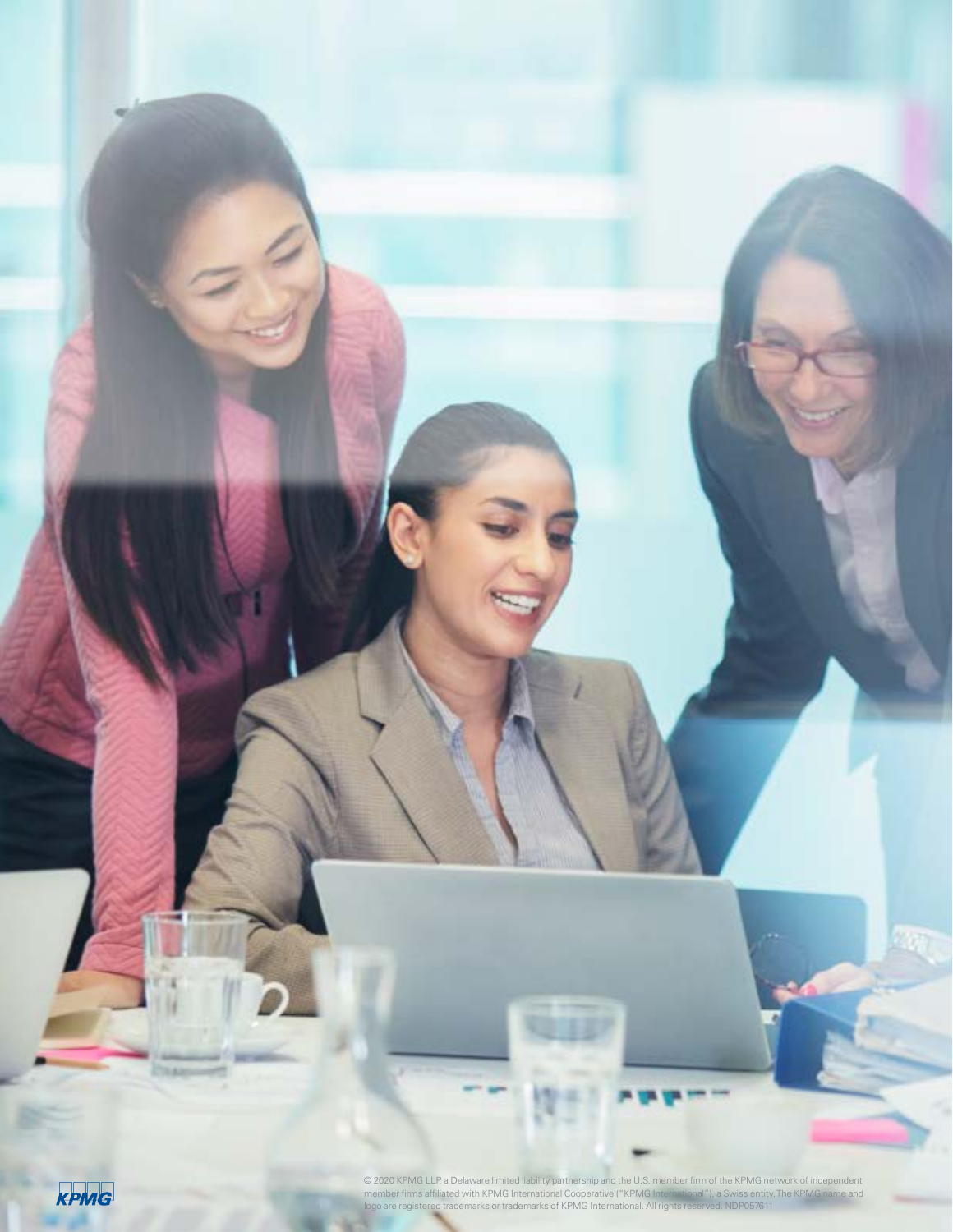© 2020 KPMG LLP, a Delaware limited liability partnership and the U.S. member firm of the KPMG network of independent member firms affiliated with KPMG International Cooperative ("KPMG International"), a Swiss entity. The KPMG name and logo are registered trademarks or trademarks of KPMG International. All rights reserved. NDP057611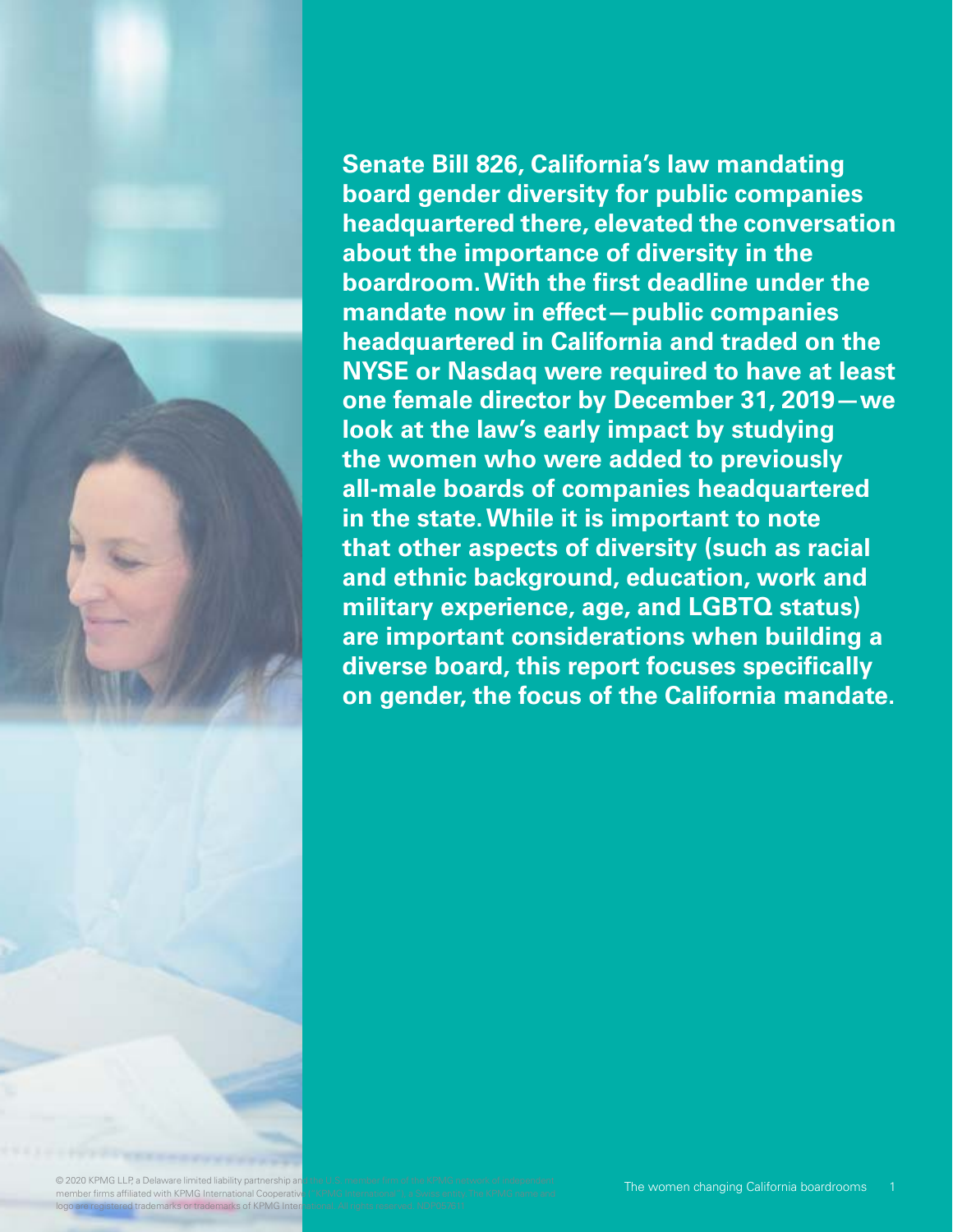**Senate Bill 826, California's law mandating board gender diversity for public companies headquartered there, elevated the conversation about the importance of diversity in the boardroom. With the first deadline under the mandate now in effect—public companies headquartered in California and traded on the NYSE or Nasdaq were required to have at least one female director by December 31, 2019—we look at the law's early impact by studying the women who were added to previously all-male boards of companies headquartered in the state. While it is important to note that other aspects of diversity (such as racial and ethnic background, education, work and military experience, age, and LGBTQ status) are important considerations when building a diverse board, this report focuses specifically on gender, the focus of the California mandate.**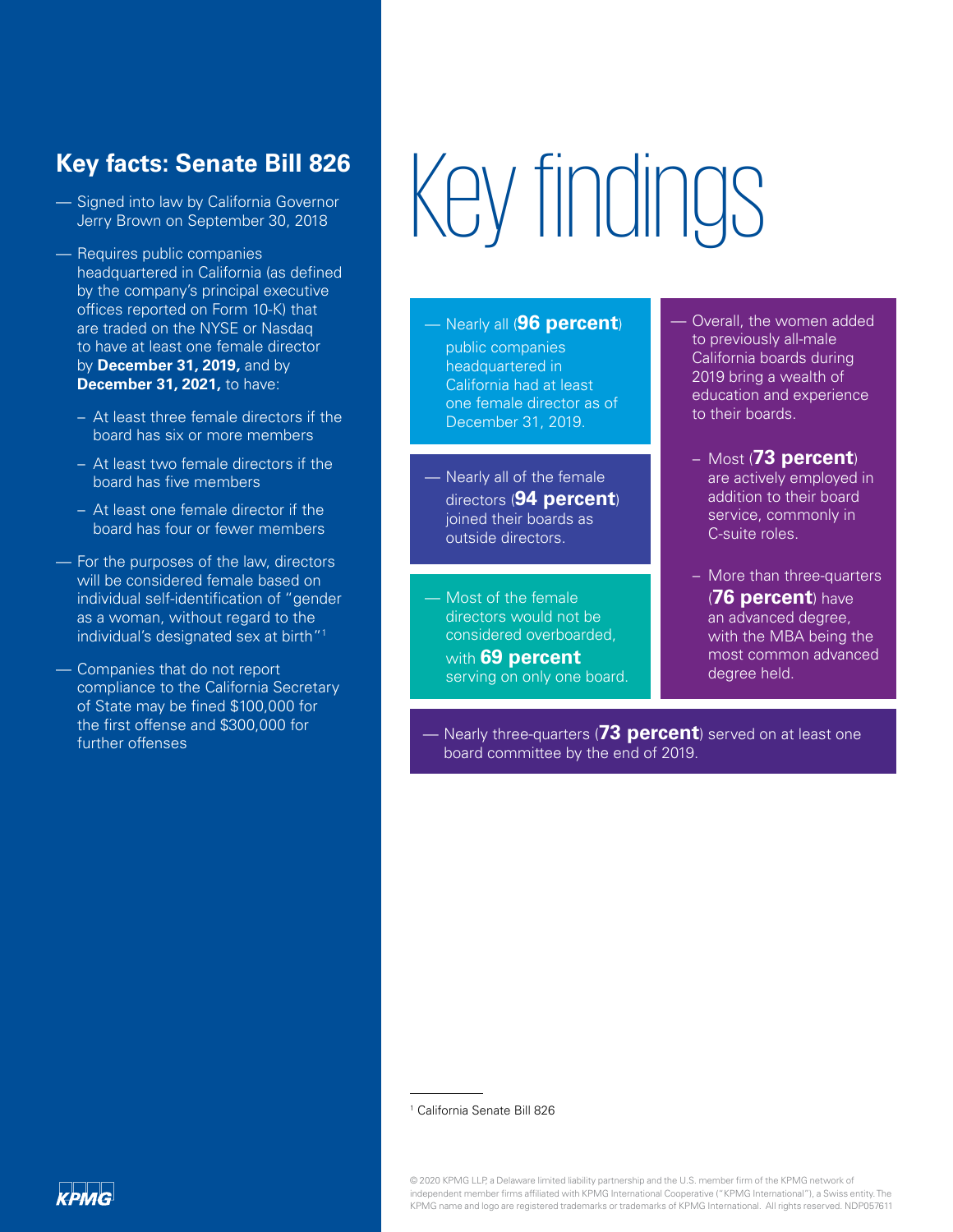## Key facts: Senate Bill 826

- Signed into law by California Governor Jerry Brown on September 30, 2018
- Requires public companies headquartered in California (as defined by the company's principal executive offices reported on Form 10-K) that are traded on the NYSE or Nasdaq to have at least one female director by **December 31, 2019,** and by **December 31, 2021,** to have:
  - At least three female directors if the board has six or more members
  - At least two female directors if the board has five members
  - At least one female director if the board has four or fewer members
- For the purposes of the law, directors will be considered female based on individual self-identification of "gender as a woman, without regard to the individual's designated sex at birth"[1]
- Companies that do not report compliance to the California Secretary of State may be fined $100,000 for the first offense and $300,000 for further offenses

# Key findings

- Nearly all (**96 percent**) public companies headquartered in California had at least one female director as of December 31, 2019.
- Nearly all of the female directors (**94 percent**) joined their boards as outside directors.
- Most of the female directors would not be considered overboarded, with **69 percent** serving on only one board.
- Overall, the women added to previously all-male California boards during 2019 bring a wealth of education and experience to their boards.
  - Most (**73 percent**) are actively employed in addition to their board service, commonly in C-suite roles.
  - More than three-quarters (**76 percent**) have an advanced degree, with the MBA being the most common advanced degree held.
- Nearly three-quarters (**73 percent**) served on at least one board committee by the end of 2019.

[1] California Senate Bill 826

© 2020 KPMG LLP, a Delaware limited liability partnership and the U.S. member firm of the KPMG network of independent member firms affiliated with KPMG International Cooperative ("KPMG International"), a Swiss entity. The KPMG name and logo are registered trademarks or trademarks of KPMG International. All rights reserved. NDP057611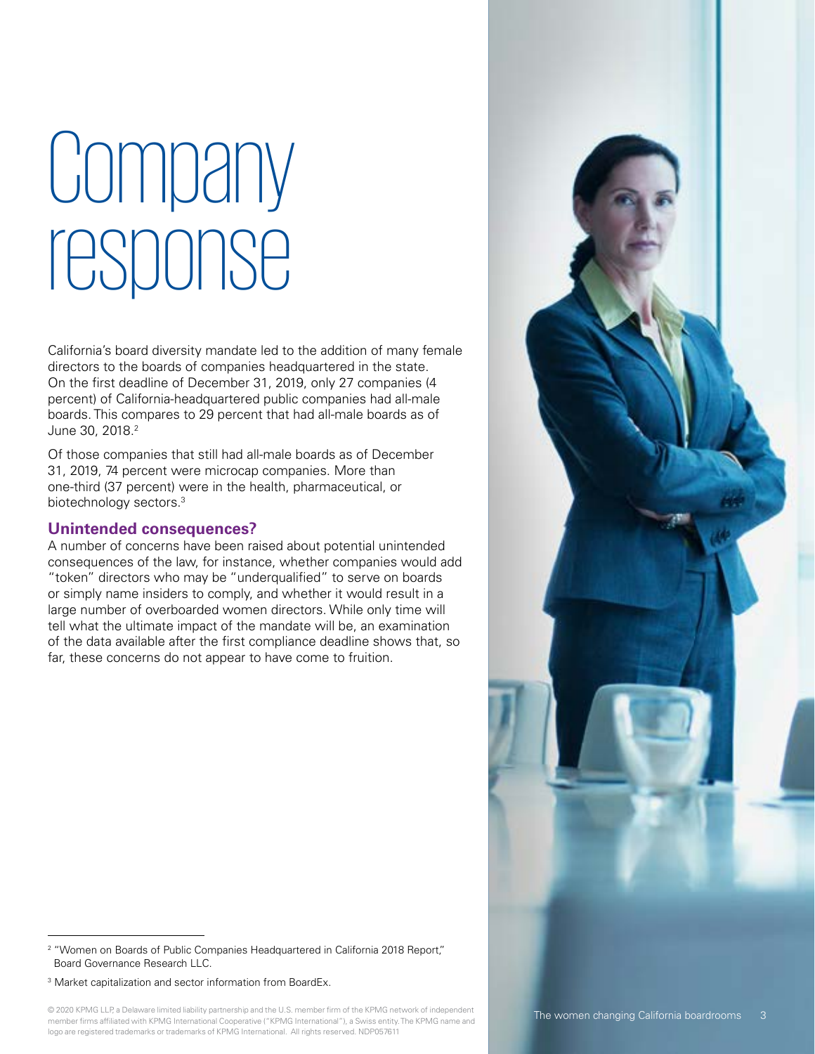# Company response

California's board diversity mandate led to the addition of many female directors to the boards of companies headquartered in the state. On the first deadline of December 31, 2019, only 27 companies (4 percent) of California-headquartered public companies had all-male boards. This compares to 29 percent that had all-male boards as of June 30, 2018.[2]

Of those companies that still had all-male boards as of December 31, 2019, 74 percent were microcap companies. More than one-third (37 percent) were in the health, pharmaceutical, or biotechnology sectors.[3]

## Unintended consequences?

A number of concerns have been raised about potential unintended consequences of the law, for instance, whether companies would add "token" directors who may be "underqualified" to serve on boards or simply name insiders to comply, and whether it would result in a large number of overboarded women directors. While only time will tell what the ultimate impact of the mandate will be, an examination of the data available after the first compliance deadline shows that, so far, these concerns do not appear to have come to fruition.

---

[2] "Women on Boards of Public Companies Headquartered in California 2018 Report," Board Governance Research LLC.

[3] Market capitalization and sector information from BoardEx.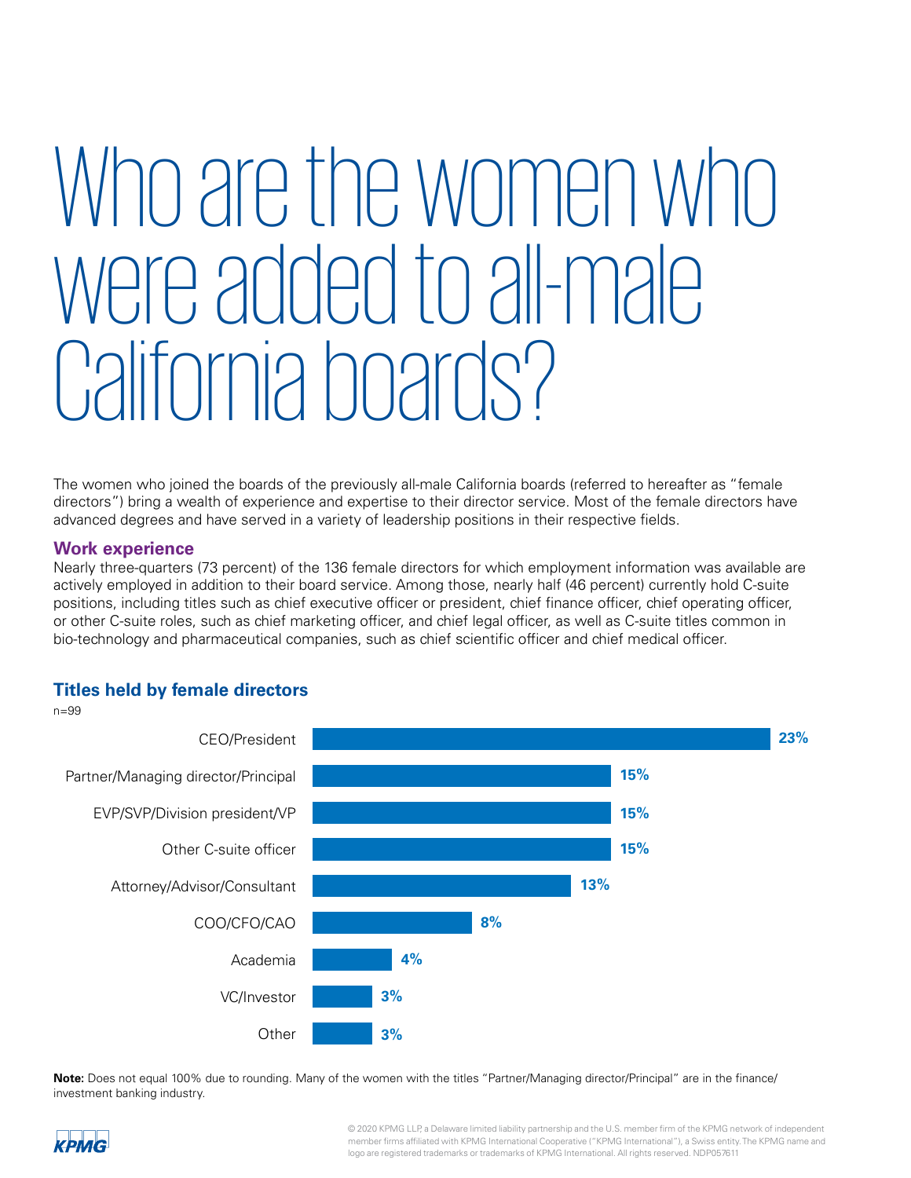# Who are the women who were added to all-male California boards?

The women who joined the boards of the previously all-male California boards (referred to hereafter as "female directors") bring a wealth of experience and expertise to their director service. Most of the female directors have advanced degrees and have served in a variety of leadership positions in their respective fields.

## Work experience

Nearly three-quarters (73 percent) of the 136 female directors for which employment information was available are actively employed in addition to their board service. Among those, nearly half (46 percent) currently hold C-suite positions, including titles such as chief executive officer or president, chief finance officer, chief operating officer, or other C-suite roles, such as chief marketing officer, and chief legal officer, as well as C-suite titles common in bio-technology and pharmaceutical companies, such as chief scientific officer and chief medical officer.

### Titles held by female directors

n=99

| Title | Percent |
|---|---|
| CEO/President | 23% |
| Partner/Managing director/Principal | 15% |
| EVP/SVP/Division president/VP | 15% |
| Other C-suite officer | 15% |
| Attorney/Advisor/Consultant | 13% |
| COO/CFO/CAO | 8% |
| Academia | 4% |
| VC/Investor | 3% |
| Other | 3% |

**Note:** Does not equal 100% due to rounding. Many of the women with the titles "Partner/Managing director/Principal" are in the finance/investment banking industry.

© 2020 KPMG LLP, a Delaware limited liability partnership and the U.S. member firm of the KPMG network of independent member firms affiliated with KPMG International Cooperative ("KPMG International"), a Swiss entity. The KPMG name and logo are registered trademarks or trademarks of KPMG International. All rights reserved. NDP057611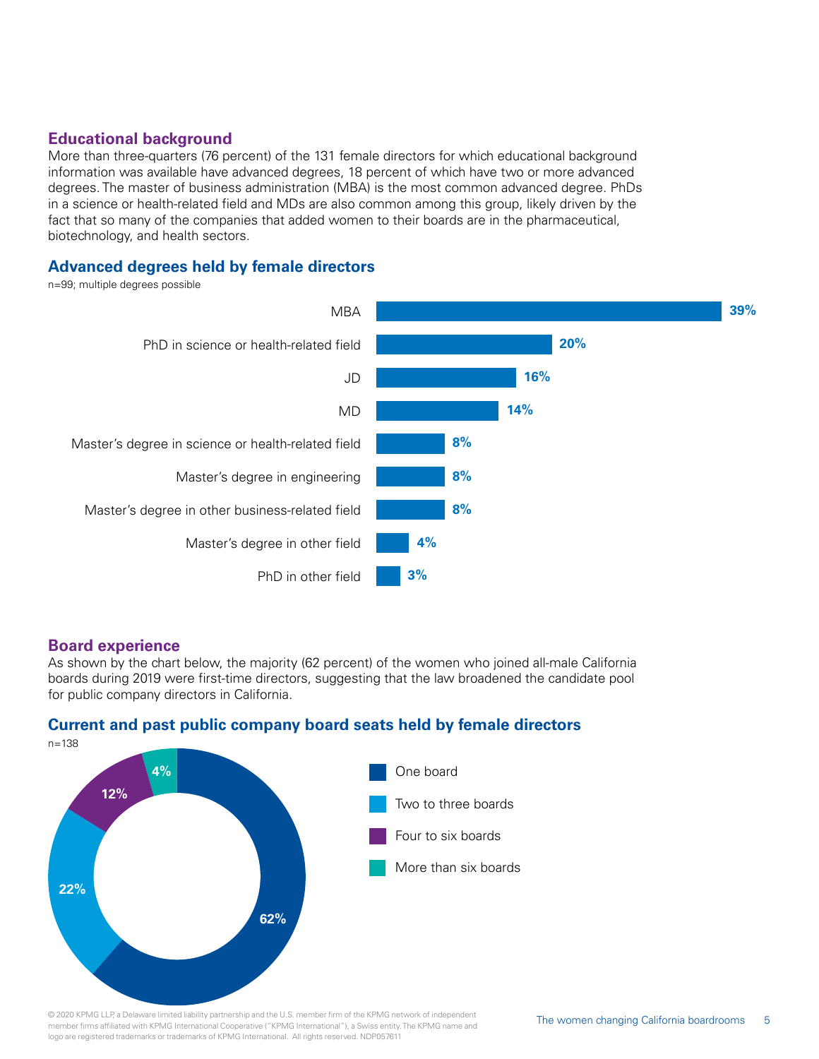## Educational background

More than three-quarters (76 percent) of the 131 female directors for which educational background information was available have advanced degrees, 18 percent of which have two or more advanced degrees. The master of business administration (MBA) is the most common advanced degree. PhDs in a science or health-related field and MDs are also common among this group, likely driven by the fact that so many of the companies that added women to their boards are in the pharmaceutical, biotechnology, and health sectors.

### Advanced degrees held by female directors

n=99; multiple degrees possible

| Degree | Percent |
| --- | --- |
| MBA | 39% |
| PhD in science or health-related field | 20% |
| JD | 16% |
| MD | 14% |
| Master's degree in science or health-related field | 8% |
| Master's degree in engineering | 8% |
| Master's degree in other business-related field | 8% |
| Master's degree in other field | 4% |
| PhD in other field | 3% |

## Board experience

As shown by the chart below, the majority (62 percent) of the women who joined all-male California boards during 2019 were first-time directors, suggesting that the law broadened the candidate pool for public company directors in California.

### Current and past public company board seats held by female directors

n=138

| Board seats | Percent |
| --- | --- |
| One board | 62% |
| Two to three boards | 22% |
| Four to six boards | 12% |
| More than six boards | 4% |

© 2020 KPMG LLP, a Delaware limited liability partnership and the U.S. member firm of the KPMG network of independent member firms affiliated with KPMG International Cooperative ("KPMG International"), a Swiss entity. The KPMG name and logo are registered trademarks or trademarks of KPMG International. All rights reserved. NDP057611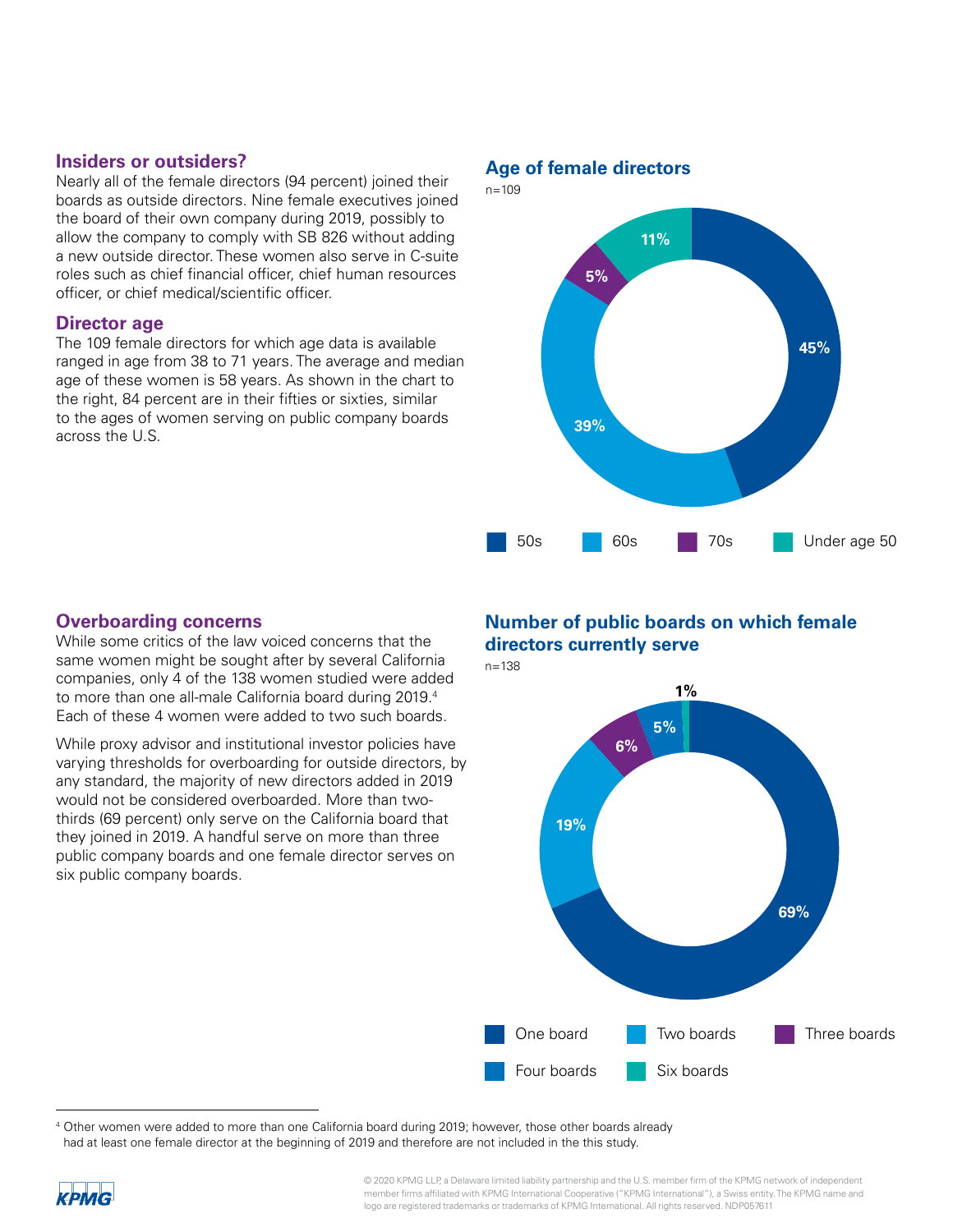## Insiders or outsiders?

Nearly all of the female directors (94 percent) joined their boards as outside directors. Nine female executives joined the board of their own company during 2019, possibly to allow the company to comply with SB 826 without adding a new outside director. These women also serve in C-suite roles such as chief financial officer, chief human resources officer, or chief medical/scientific officer.

## Director age

The 109 female directors for which age data is available ranged in age from 38 to 71 years. The average and median age of these women is 58 years. As shown in the chart to the right, 84 percent are in their fifties or sixties, similar to the ages of women serving on public company boards across the U.S.

### Age of female directors

n=109

| Age | Percent |
| --- | --- |
| 50s | 45% |
| 60s | 39% |
| 70s | 5% |
| Under age 50 | 11% |

## Overboarding concerns

While some critics of the law voiced concerns that the same women might be sought after by several California companies, only 4 of the 138 women studied were added to more than one all-male California board during 2019.[4] Each of these 4 women were added to two such boards.

While proxy advisor and institutional investor policies have varying thresholds for overboarding for outside directors, by any standard, the majority of new directors added in 2019 would not be considered overboarded. More than two-thirds (69 percent) only serve on the California board that they joined in 2019. A handful serve on more than three public company boards and one female director serves on six public company boards.

### Number of public boards on which female directors currently serve

n=138

| Boards | Percent |
| --- | --- |
| One board | 69% |
| Two boards | 19% |
| Three boards | 6% |
| Four boards | 5% |
| Six boards | 1% |

[4] Other women were added to more than one California board during 2019; however, those other boards already had at least one female director at the beginning of 2019 and therefore are not included in the this study.

© 2020 KPMG LLP, a Delaware limited liability partnership and the U.S. member firm of the KPMG network of independent member firms affiliated with KPMG International Cooperative ("KPMG International"), a Swiss entity. The KPMG name and logo are registered trademarks or trademarks of KPMG International. All rights reserved. NDP057611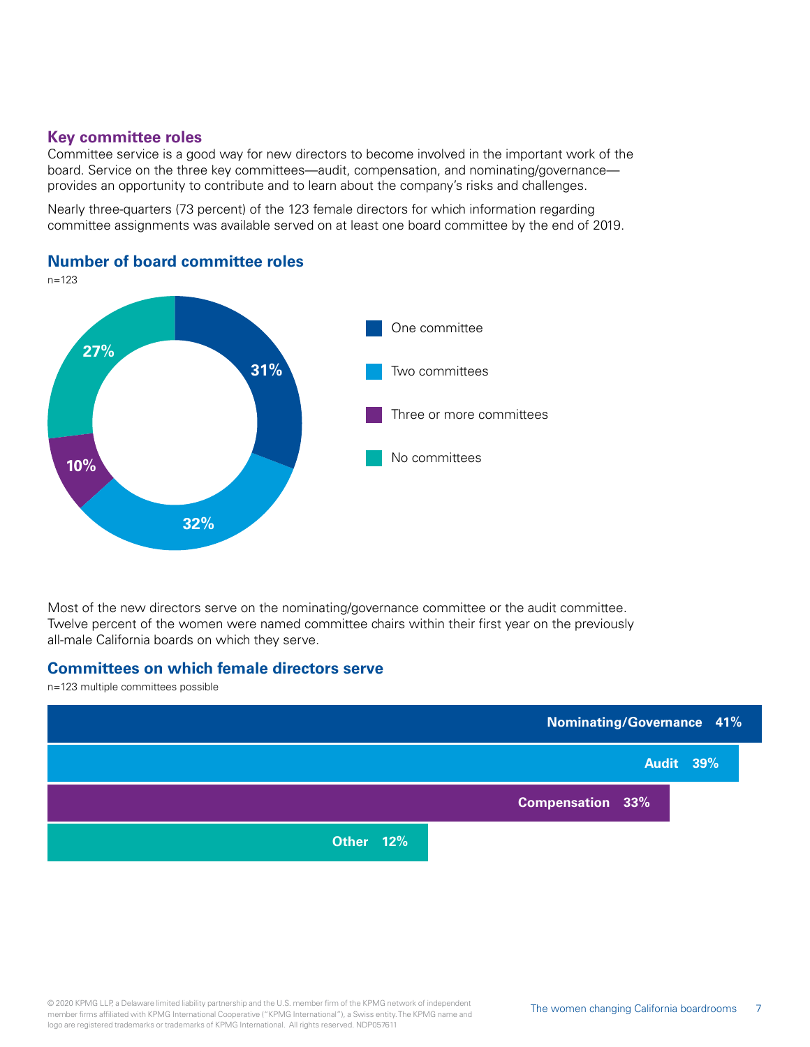## Key committee roles

Committee service is a good way for new directors to become involved in the important work of the board. Service on the three key committees—audit, compensation, and nominating/governance—provides an opportunity to contribute and to learn about the company's risks and challenges.

Nearly three-quarters (73 percent) of the 123 female directors for which information regarding committee assignments was available served on at least one board committee by the end of 2019.

### Number of board committee roles

n=123

| Category | Percent |
| --- | --- |
| One committee | 31% |
| Two committees | 32% |
| Three or more committees | 10% |
| No committees | 27% |

Most of the new directors serve on the nominating/governance committee or the audit committee. Twelve percent of the women were named committee chairs within their first year on the previously all-male California boards on which they serve.

### Committees on which female directors serve

n=123 multiple committees possible

| Committee | Percent |
| --- | --- |
| Nominating/Governance | 41% |
| Audit | 39% |
| Compensation | 33% |
| Other | 12% |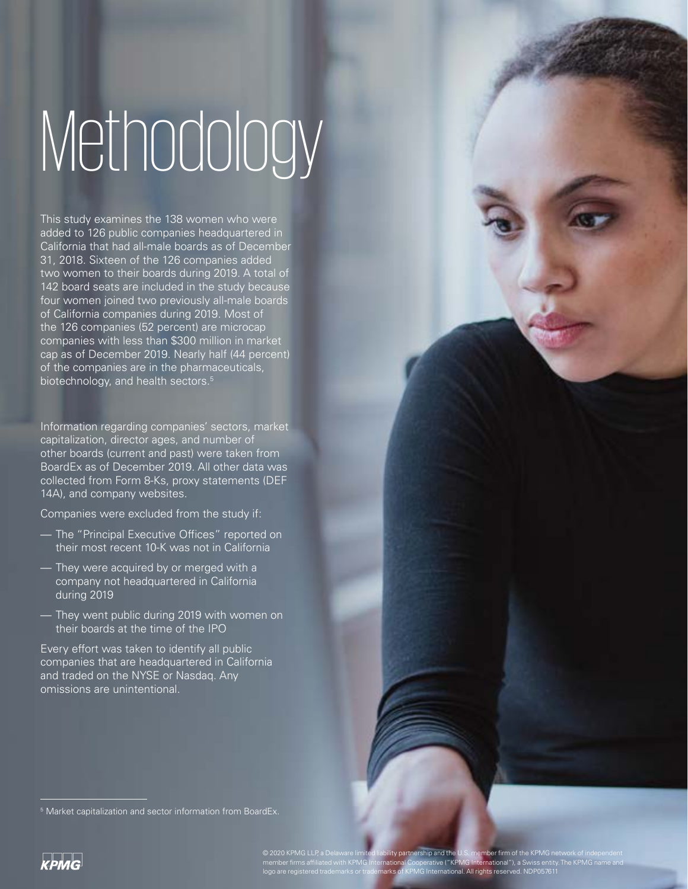# Methodology

This study examines the 138 women who were added to 126 public companies headquartered in California that had all-male boards as of December 31, 2018. Sixteen of the 126 companies added two women to their boards during 2019. A total of 142 board seats are included in the study because four women joined two previously all-male boards of California companies during 2019. Most of the 126 companies (52 percent) are microcap companies with less than $300 million in market cap as of December 2019. Nearly half (44 percent) of the companies are in the pharmaceuticals, biotechnology, and health sectors.[5]

Information regarding companies' sectors, market capitalization, director ages, and number of other boards (current and past) were taken from BoardEx as of December 2019. All other data was collected from Form 8-Ks, proxy statements (DEF 14A), and company websites.

Companies were excluded from the study if:

- The "Principal Executive Offices" reported on their most recent 10-K was not in California
- They were acquired by or merged with a company not headquartered in California during 2019
- They went public during 2019 with women on their boards at the time of the IPO

Every effort was taken to identify all public companies that are headquartered in California and traded on the NYSE or Nasdaq. Any omissions are unintentional.

[5] Market capitalization and sector information from BoardEx.

© 2020 KPMG LLP, a Delaware limited liability partnership and the U.S. member firm of the KPMG network of independent member firms affiliated with KPMG International Cooperative ("KPMG International"), a Swiss entity. The KPMG name and logo are registered trademarks or trademarks of KPMG International. All rights reserved. NDP057611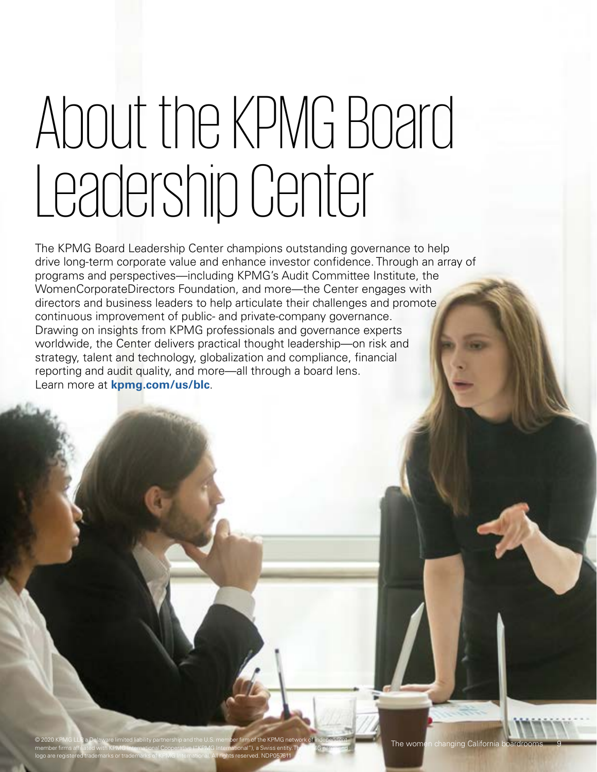# About the KPMG Board Leadership Center

The KPMG Board Leadership Center champions outstanding governance to help drive long-term corporate value and enhance investor confidence. Through an array of programs and perspectives—including KPMG's Audit Committee Institute, the WomenCorporateDirectors Foundation, and more—the Center engages with directors and business leaders to help articulate their challenges and promote continuous improvement of public- and private-company governance. Drawing on insights from KPMG professionals and governance experts worldwide, the Center delivers practical thought leadership—on risk and strategy, talent and technology, globalization and compliance, financial reporting and audit quality, and more—all through a board lens. Learn more at **kpmg.com/us/blc**.

© 2020 KPMG LLP, a Delaware limited liability partnership and the U.S. member firm of the KPMG network of independent member firms affiliated with KPMG International Cooperative ("KPMG International"), a Swiss entity. The KPMG name and logo are registered trademarks or trademarks of KPMG International. All rights reserved. NDP057611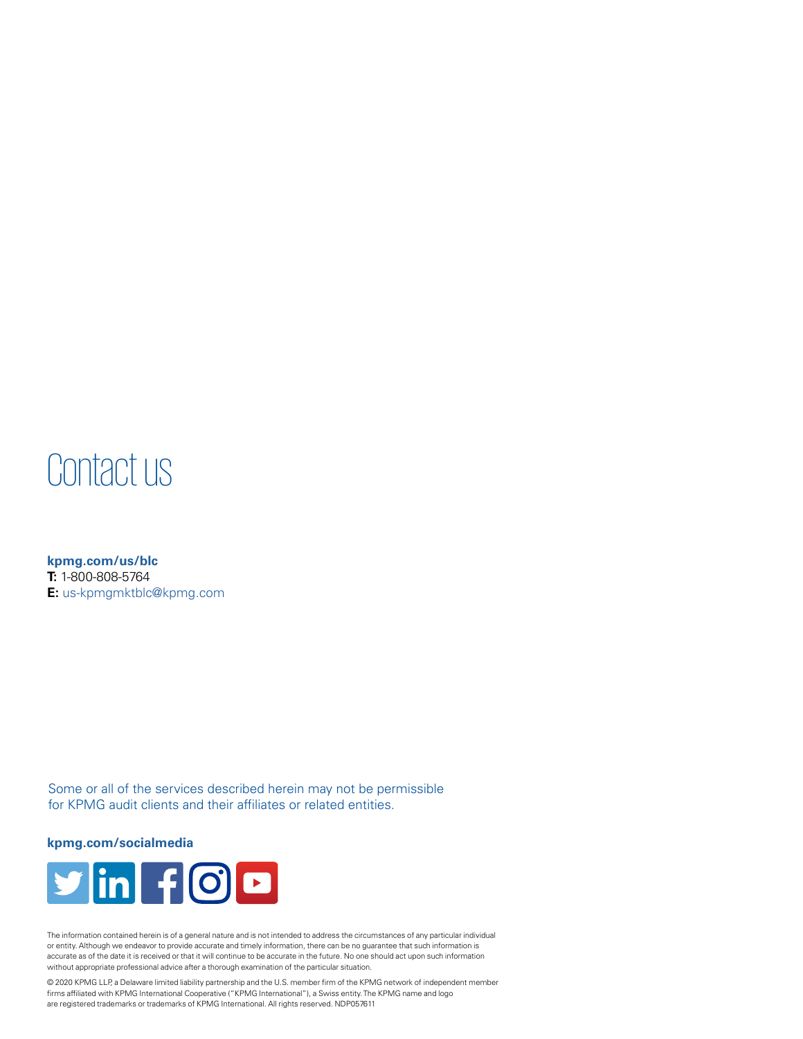# Contact us

**kpmg.com/us/blc**
**T:** 1-800-808-5764
**E:** us-kpmgmktblc@kpmg.com

Some or all of the services described herein may not be permissible for KPMG audit clients and their affiliates or related entities.

**kpmg.com/socialmedia**

The information contained herein is of a general nature and is not intended to address the circumstances of any particular individual or entity. Although we endeavor to provide accurate and timely information, there can be no guarantee that such information is accurate as of the date it is received or that it will continue to be accurate in the future. No one should act upon such information without appropriate professional advice after a thorough examination of the particular situation.

© 2020 KPMG LLP, a Delaware limited liability partnership and the U.S. member firm of the KPMG network of independent member firms affiliated with KPMG International Cooperative ("KPMG International"), a Swiss entity. The KPMG name and logo are registered trademarks or trademarks of KPMG International. All rights reserved. NDP057611